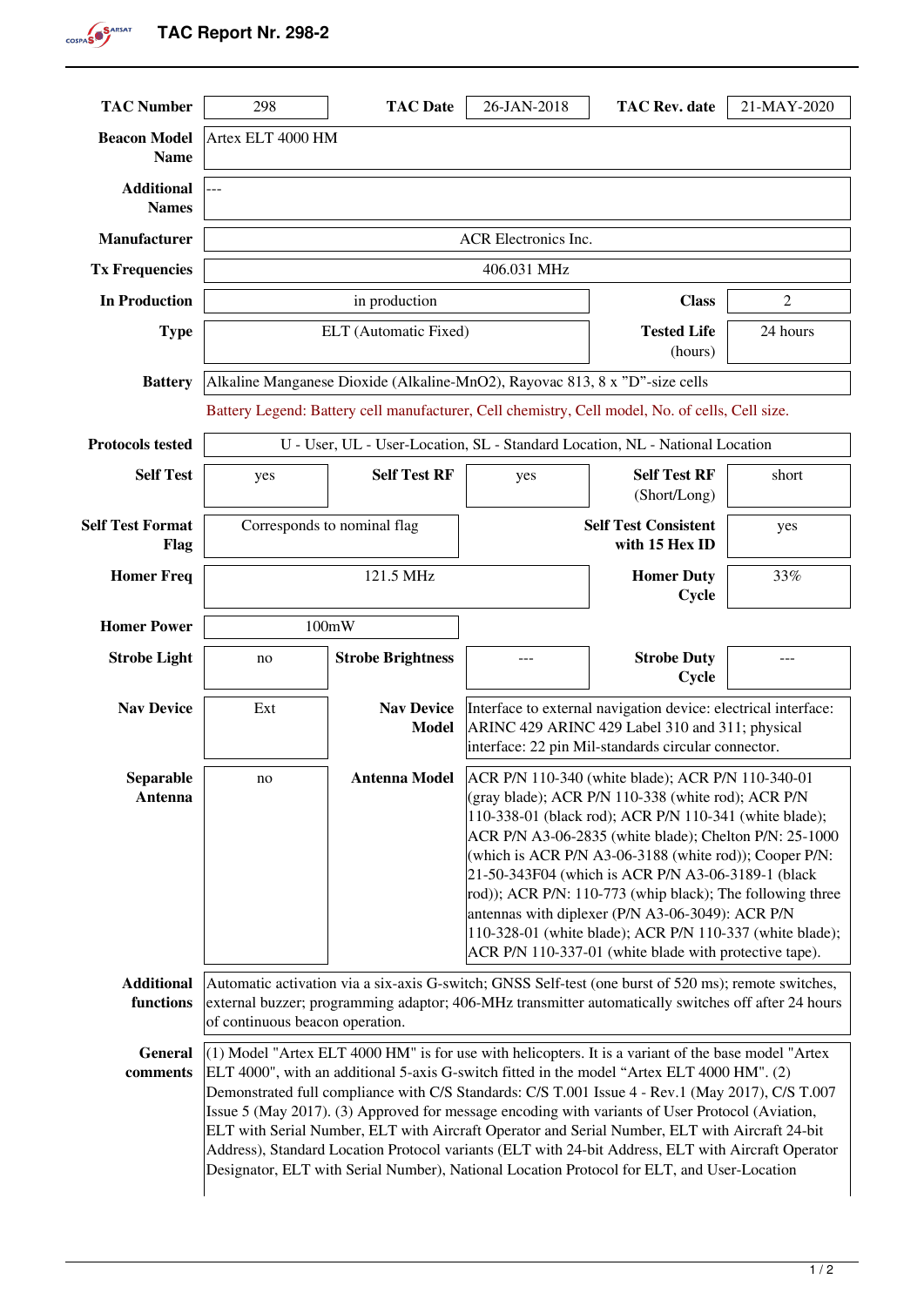# TAC Report Nr. 298-2

| Field | Value |
|---|---|
| **TAC Number** | 298 |
| **TAC Date** | 26-JAN-2018 |
| **TAC Rev. date** | 21-MAY-2020 |
| **Beacon Model Name** | Artex ELT 4000 HM |
| **Additional Names** | --- |
| **Manufacturer** | ACR Electronics Inc. |
| **Tx Frequencies** | 406.031 MHz |
| **In Production** | in production |
| **Class** | 2 |
| **Type** | ELT (Automatic Fixed) |
| **Tested Life** (hours) | 24 hours |
| **Battery** | Alkaline Manganese Dioxide (Alkaline-MnO2), Rayovac 813, 8 x "D"-size cells |

Battery Legend: Battery cell manufacturer, Cell chemistry, Cell model, No. of cells, Cell size.

| Field | Value |
|---|---|
| **Protocols tested** | U - User, UL - User-Location, SL - Standard Location, NL - National Location |
| **Self Test** | yes |
| **Self Test RF** | yes |
| **Self Test RF** (Short/Long) | short |
| **Self Test Format Flag** | Corresponds to nominal flag |
| **Self Test Consistent with 15 Hex ID** | yes |
| **Homer Freq** | 121.5 MHz |
| **Homer Duty Cycle** | 33% |
| **Homer Power** | 100mW |
| **Strobe Light** | no |
| **Strobe Brightness** | --- |
| **Strobe Duty Cycle** | --- |
| **Nav Device** | Ext |
| **Nav Device Model** | Interface to external navigation device: electrical interface: ARINC 429 ARINC 429 Label 310 and 311; physical interface: 22 pin Mil-standards circular connector. |
| **Separable Antenna** | no |
| **Antenna Model** | ACR P/N 110-340 (white blade); ACR P/N 110-340-01 (gray blade); ACR P/N 110-338 (white rod); ACR P/N 110-338-01 (black rod); ACR P/N 110-341 (white blade); ACR P/N A3-06-2835 (white blade); Chelton P/N: 25-1000 (which is ACR P/N A3-06-3188 (white rod)); Cooper P/N: 21-50-343F04 (which is ACR P/N A3-06-3189-1 (black rod)); ACR P/N: 110-773 (whip black); The following three antennas with diplexer (P/N A3-06-3049): ACR P/N 110-328-01 (white blade); ACR P/N 110-337 (white blade); ACR P/N 110-337-01 (white blade with protective tape). |
| **Additional functions** | Automatic activation via a six-axis G-switch; GNSS Self-test (one burst of 520 ms); remote switches, external buzzer; programming adaptor; 406-MHz transmitter automatically switches off after 24 hours of continuous beacon operation. |
| **General comments** | (1) Model "Artex ELT 4000 HM" is for use with helicopters. It is a variant of the base model "Artex ELT 4000", with an additional 5-axis G-switch fitted in the model "Artex ELT 4000 HM". (2) Demonstrated full compliance with C/S Standards: C/S T.001 Issue 4 - Rev.1 (May 2017), C/S T.007 Issue 5 (May 2017). (3) Approved for message encoding with variants of User Protocol (Aviation, ELT with Serial Number, ELT with Aircraft Operator and Serial Number, ELT with Aircraft 24-bit Address), Standard Location Protocol variants (ELT with 24-bit Address, ELT with Aircraft Operator Designator, ELT with Serial Number), National Location Protocol for ELT, and User-Location |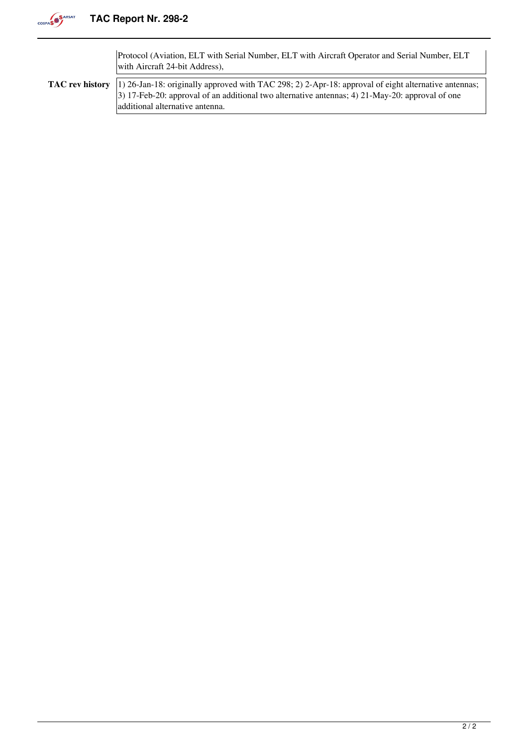| | |
|---|---|
| | Protocol (Aviation, ELT with Serial Number, ELT with Aircraft Operator and Serial Number, ELT with Aircraft 24-bit Address), |
| **TAC rev history** | 1) 26-Jan-18: originally approved with TAC 298; 2) 2-Apr-18: approval of eight alternative antennas; 3) 17-Feb-20: approval of an additional two alternative antennas; 4) 21-May-20: approval of one additional alternative antenna. |